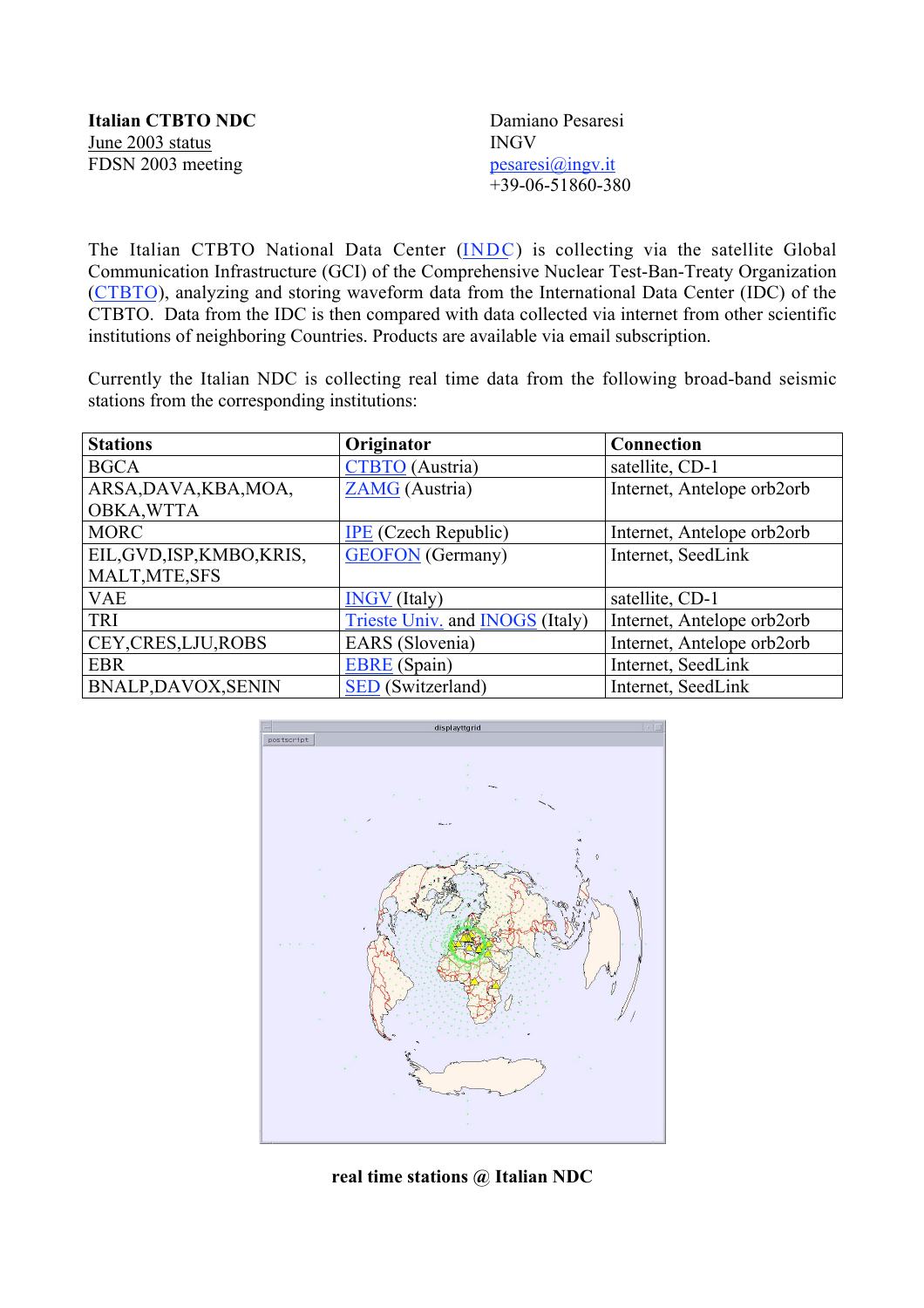**Italian CTBTO NDC**
June 2003 status
FDSN 2003 meeting

Damiano Pesaresi
INGV
pesaresi@ingv.it
+39-06-51860-380

The Italian CTBTO National Data Center (INDC) is collecting via the satellite Global Communication Infrastructure (GCI) of the Comprehensive Nuclear Test-Ban-Treaty Organization (CTBTO), analyzing and storing waveform data from the International Data Center (IDC) of the CTBTO. Data from the IDC is then compared with data collected via internet from other scientific institutions of neighboring Countries. Products are available via email subscription.

Currently the Italian NDC is collecting real time data from the following broad-band seismic stations from the corresponding institutions:

| Stations | Originator | Connection |
|---|---|---|
| BGCA | CTBTO (Austria) | satellite, CD-1 |
| ARSA,DAVA,KBA,MOA, OBKA,WTTA | ZAMG (Austria) | Internet, Antelope orb2orb |
| MORC | IPE (Czech Republic) | Internet, Antelope orb2orb |
| EIL,GVD,ISP,KMBO,KRIS, MALT,MTE,SFS | GEOFON (Germany) | Internet, SeedLink |
| VAE | INGV (Italy) | satellite, CD-1 |
| TRI | Trieste Univ. and INOGS (Italy) | Internet, Antelope orb2orb |
| CEY,CRES,LJU,ROBS | EARS (Slovenia) | Internet, Antelope orb2orb |
| EBR | EBRE (Spain) | Internet, SeedLink |
| BNALP,DAVOX,SENIN | SED (Switzerland) | Internet, SeedLink |

**real time stations @ Italian NDC**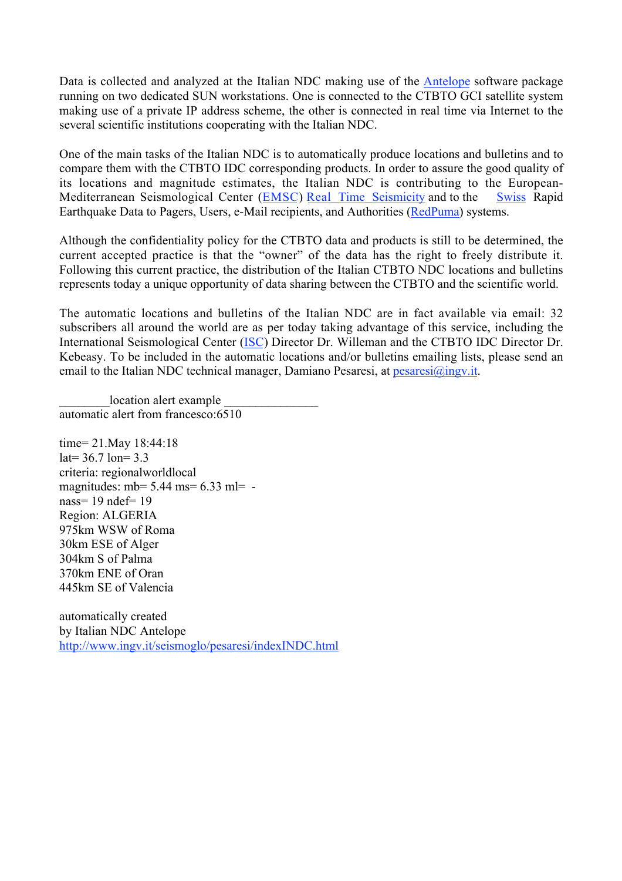Data is collected and analyzed at the Italian NDC making use of the [Antelope](Antelope) software package running on two dedicated SUN workstations. One is connected to the CTBTO GCI satellite system making use of a private IP address scheme, the other is connected in real time via Internet to the several scientific institutions cooperating with the Italian NDC.

One of the main tasks of the Italian NDC is to automatically produce locations and bulletins and to compare them with the CTBTO IDC corresponding products. In order to assure the good quality of its locations and magnitude estimates, the Italian NDC is contributing to the European-Mediterranean Seismological Center (EMSC) Real_Time_Seismicity and to the Swiss Rapid Earthquake Data to Pagers, Users, e-Mail recipients, and Authorities (RedPuma) systems.

Although the confidentiality policy for the CTBTO data and products is still to be determined, the current accepted practice is that the "owner" of the data has the right to freely distribute it. Following this current practice, the distribution of the Italian CTBTO NDC locations and bulletins represents today a unique opportunity of data sharing between the CTBTO and the scientific world.

The automatic locations and bulletins of the Italian NDC are in fact available via email: 32 subscribers all around the world are as per today taking advantage of this service, including the International Seismological Center (ISC) Director Dr. Willeman and the CTBTO IDC Director Dr. Kebeasy. To be included in the automatic locations and/or bulletins emailing lists, please send an email to the Italian NDC technical manager, Damiano Pesaresi, at pesaresi@ingv.it.

________location alert example _______________
automatic alert from francesco:6510

time= 21.May 18:44:18
lat= 36.7 lon= 3.3
criteria: regionalworldlocal
magnitudes: mb= 5.44 ms= 6.33 ml= -
nass= 19 ndef= 19
Region: ALGERIA
975km WSW of Roma
30km ESE of Alger
304km S of Palma
370km ENE of Oran
445km SE of Valencia

automatically created
by Italian NDC Antelope
http://www.ingv.it/seismoglo/pesaresi/indexINDC.html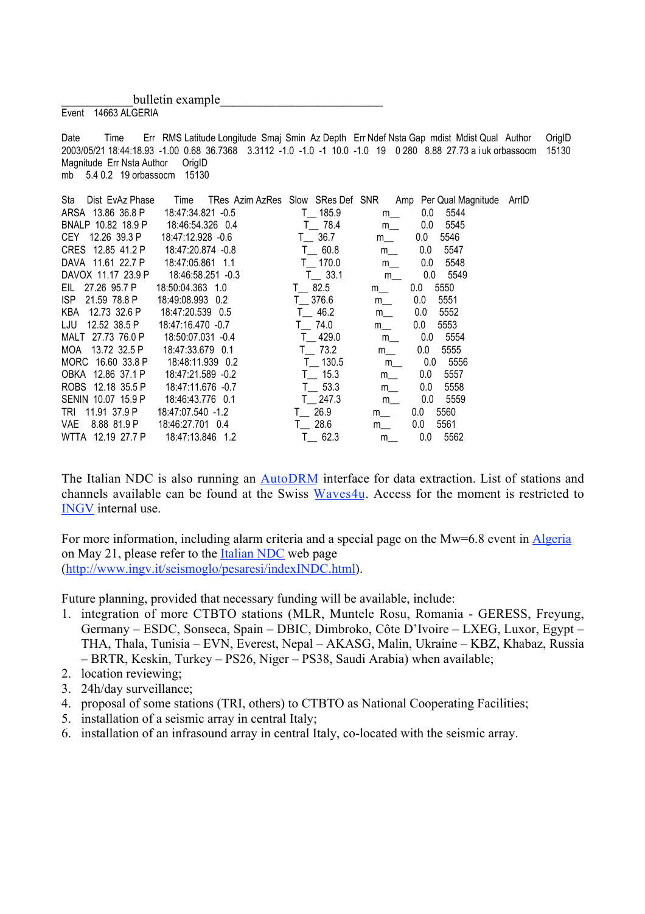\_\_\_\_\_\_\_\_\_\_\_\_bulletin example\_\_\_\_\_\_\_\_\_\_\_\_\_\_\_\_\_\_\_\_\_\_\_\_\_\_\_

```
Event   14663 ALGERIA

Date       Time        Err  RMS Latitude Longitude  Smaj  Smin  Az Depth  Err Ndef Nsta Gap  mdist  Mdist Qual  Author      OrigID
2003/05/21 18:44:18.93  -1.00  0.68  36.7368    3.3112  -1.0  -1.0  -1  10.0  -1.0   19     0 280   8.88  27.73 a i uk orbassocm    15130
Magnitude  Err Nsta Author      OrigID
mb       5.4 0.2   19 orbassocm    15130

Sta    Dist  EvAz Phase        Time      TRes  Azim AzRes  Slow  SRes Def  SNR       Amp   Per Qual Magnitude    ArrID
ARSA   13.86  36.8 P        18:47:34.821  -0.5                          T__ 185.9          m__      0.0    5544
BNALP  10.82  18.9 P        18:46:54.326   0.4                          T__  78.4          m__      0.0    5545
CEY    12.26  39.3 P        18:47:12.928  -0.6                          T__  36.7          m__      0.0    5546
CRES   12.85  41.2 P        18:47:20.874  -0.8                          T__  60.8          m__      0.0    5547
DAVA   11.61  22.7 P        18:47:05.861   1.1                          T__ 170.0          m__      0.0    5548
DAVOX  11.17  23.9 P        18:46:58.251  -0.3                          T__  33.1          m__      0.0    5549
EIL    27.26  95.7 P        18:50:04.363   1.0                          T__  82.5          m__      0.0    5550
ISP    21.59  78.8 P        18:49:08.993   0.2                          T__ 376.6          m__      0.0    5551
KBA    12.73  32.6 P        18:47:20.539   0.5                          T__  46.2          m__      0.0    5552
LJU    12.52  38.5 P        18:47:16.470  -0.7                          T__  74.0          m__      0.0    5553
MALT   27.73  76.0 P        18:50:07.031  -0.4                          T__ 429.0          m__      0.0    5554
MOA    13.72  32.5 P        18:47:33.679   0.1                          T__  73.2          m__      0.0    5555
MORC   16.60  33.8 P        18:48:11.939   0.2                          T__ 130.5          m__      0.0    5556
OBKA   12.86  37.1 P        18:47:21.589  -0.2                          T__  15.3          m__      0.0    5557
ROBS   12.18  35.5 P        18:47:11.676  -0.7                          T__  53.3          m__      0.0    5558
SENIN  10.07  15.9 P        18:46:43.776   0.1                          T__ 247.3          m__      0.0    5559
TRI    11.91  37.9 P        18:47:07.540  -1.2                          T__  26.9          m__      0.0    5560
VAE     8.88  81.9 P        18:46:27.701   0.4                          T__  28.6          m__      0.0    5561
WTTA   12.19  27.7 P        18:47:13.846   1.2                          T__  62.3          m__      0.0    5562
```

The Italian NDC is also running an AutoDRM interface for data extraction. List of stations and channels available can be found at the Swiss Waves4u. Access for the moment is restricted to INGV internal use.

For more information, including alarm criteria and a special page on the Mw=6.8 event in Algeria on May 21, please refer to the Italian NDC web page (http://www.ingv.it/seismoglo/pesaresi/indexINDC.html).

Future planning, provided that necessary funding will be available, include:

1. integration of more CTBTO stations (MLR, Muntele Rosu, Romania - GERESS, Freyung, Germany – ESDC, Sonseca, Spain – DBIC, Dimbroko, Côte D'Ivoire – LXEG, Luxor, Egypt – THA, Thala, Tunisia – EVN, Everest, Nepal – AKASG, Malin, Ukraine – KBZ, Khabaz, Russia – BRTR, Keskin, Turkey – PS26, Niger – PS38, Saudi Arabia) when available;
2. location reviewing;
3. 24h/day surveillance;
4. proposal of some stations (TRI, others) to CTBTO as National Cooperating Facilities;
5. installation of a seismic array in central Italy;
6. installation of an infrasound array in central Italy, co-located with the seismic array.